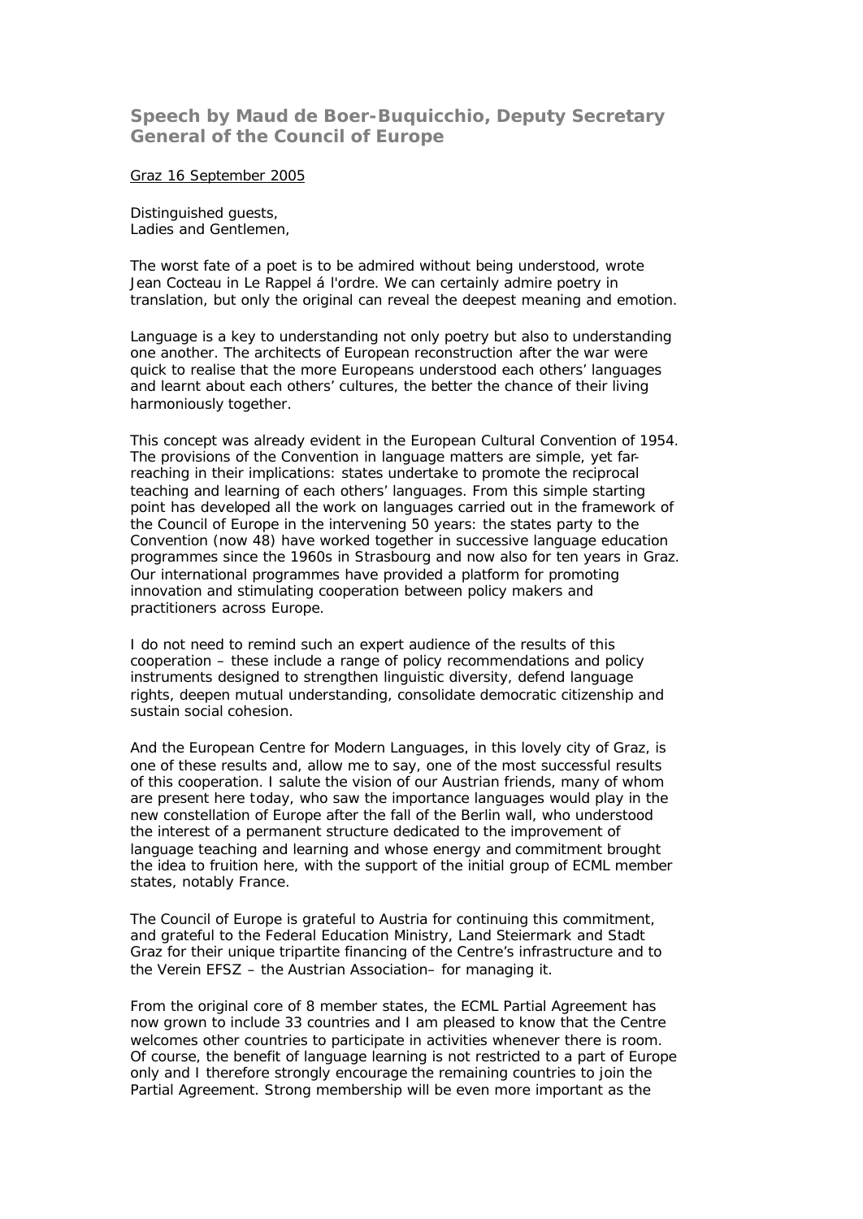# Speech by Maud de Boer-Buquicchio, Deputy Secretary General of the Council of Europe

Graz 16 September 2005

Distinguished guests,
Ladies and Gentlemen,

The worst fate of a poet is to be admired without being understood, wrote Jean Cocteau in Le Rappel á l'ordre. We can certainly admire poetry in translation, but only the original can reveal the deepest meaning and emotion.

Language is a key to understanding not only poetry but also to understanding one another. The architects of European reconstruction after the war were quick to realise that the more Europeans understood each others' languages and learnt about each others' cultures, the better the chance of their living harmoniously together.

This concept was already evident in the European Cultural Convention of 1954. The provisions of the Convention in language matters are simple, yet far-reaching in their implications: states undertake to promote the reciprocal teaching and learning of each others' languages. From this simple starting point has developed all the work on languages carried out in the framework of the Council of Europe in the intervening 50 years: the states party to the Convention (now 48) have worked together in successive language education programmes since the 1960s in Strasbourg and now also for ten years in Graz. Our international programmes have provided a platform for promoting innovation and stimulating cooperation between policy makers and practitioners across Europe.

I do not need to remind such an expert audience of the results of this cooperation – these include a range of policy recommendations and policy instruments designed to strengthen linguistic diversity, defend language rights, deepen mutual understanding, consolidate democratic citizenship and sustain social cohesion.

And the European Centre for Modern Languages, in this lovely city of Graz, is one of these results and, allow me to say, one of the most successful results of this cooperation. I salute the vision of our Austrian friends, many of whom are present here today, who saw the importance languages would play in the new constellation of Europe after the fall of the Berlin wall, who understood the interest of a permanent structure dedicated to the improvement of language teaching and learning and whose energy and commitment brought the idea to fruition here, with the support of the initial group of ECML member states, notably France.

The Council of Europe is grateful to Austria for continuing this commitment, and grateful to the Federal Education Ministry, Land Steiermark and Stadt Graz for their unique tripartite financing of the Centre's infrastructure and to the Verein EFSZ – the Austrian Association– for managing it.

From the original core of 8 member states, the ECML Partial Agreement has now grown to include 33 countries and I am pleased to know that the Centre welcomes other countries to participate in activities whenever there is room. Of course, the benefit of language learning is not restricted to a part of Europe only and I therefore strongly encourage the remaining countries to join the Partial Agreement. Strong membership will be even more important as the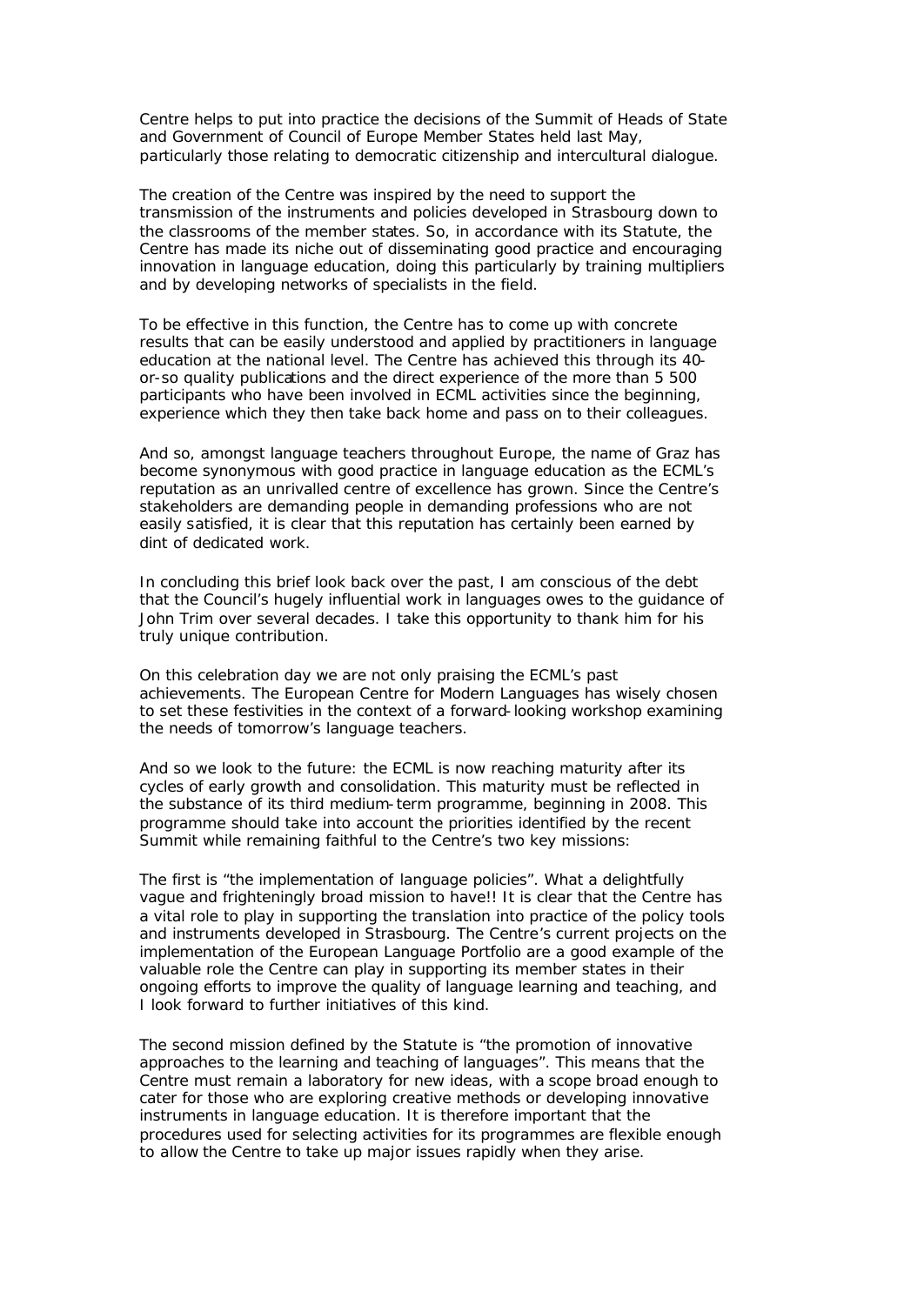Centre helps to put into practice the decisions of the Summit of Heads of State and Government of Council of Europe Member States held last May, particularly those relating to democratic citizenship and intercultural dialogue.

The creation of the Centre was inspired by the need to support the transmission of the instruments and policies developed in Strasbourg down to the classrooms of the member states. So, in accordance with its Statute, the Centre has made its niche out of disseminating good practice and encouraging innovation in language education, doing this particularly by training multipliers and by developing networks of specialists in the field.

To be effective in this function, the Centre has to come up with concrete results that can be easily understood and applied by practitioners in language education at the national level. The Centre has achieved this through its 40-or-so quality publications and the direct experience of the more than 5 500 participants who have been involved in ECML activities since the beginning, experience which they then take back home and pass on to their colleagues.

And so, amongst language teachers throughout Europe, the name of Graz has become synonymous with good practice in language education as the ECML's reputation as an unrivalled centre of excellence has grown. Since the Centre's stakeholders are demanding people in demanding professions who are not easily satisfied, it is clear that this reputation has certainly been earned by dint of dedicated work.

In concluding this brief look back over the past, I am conscious of the debt that the Council's hugely influential work in languages owes to the guidance of John Trim over several decades. I take this opportunity to thank him for his truly unique contribution.

On this celebration day we are not only praising the ECML's past achievements. The European Centre for Modern Languages has wisely chosen to set these festivities in the context of a forward-looking workshop examining the needs of tomorrow's language teachers.

And so we look to the future: the ECML is now reaching maturity after its cycles of early growth and consolidation. This maturity must be reflected in the substance of its third medium-term programme, beginning in 2008. This programme should take into account the priorities identified by the recent Summit while remaining faithful to the Centre's two key missions:

The first is "the implementation of language policies". What a delightfully vague and frighteningly broad mission to have!! It is clear that the Centre has a vital role to play in supporting the translation into practice of the policy tools and instruments developed in Strasbourg. The Centre's current projects on the implementation of the European Language Portfolio are a good example of the valuable role the Centre can play in supporting its member states in their ongoing efforts to improve the quality of language learning and teaching, and I look forward to further initiatives of this kind.

The second mission defined by the Statute is "the promotion of innovative approaches to the learning and teaching of languages". This means that the Centre must remain a laboratory for new ideas, with a scope broad enough to cater for those who are exploring creative methods or developing innovative instruments in language education. It is therefore important that the procedures used for selecting activities for its programmes are flexible enough to allow the Centre to take up major issues rapidly when they arise.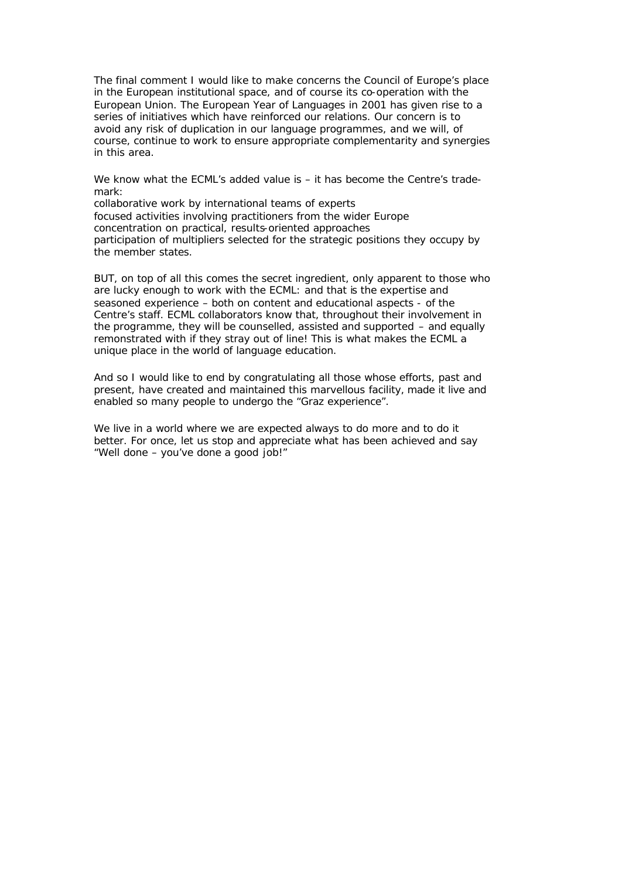The final comment I would like to make concerns the Council of Europe's place in the European institutional space, and of course its co-operation with the European Union. The European Year of Languages in 2001 has given rise to a series of initiatives which have reinforced our relations. Our concern is to avoid any risk of duplication in our language programmes, and we will, of course, continue to work to ensure appropriate complementarity and synergies in this area.

We know what the ECML's added value is – it has become the Centre's trade-mark:

- collaborative work by international teams of experts
- focused activities involving practitioners from the wider Europe
- concentration on practical, results-oriented approaches
- participation of multipliers selected for the strategic positions they occupy by the member states.

BUT, on top of all this comes the secret ingredient, only apparent to those who are lucky enough to work with the ECML: and that is the expertise and seasoned experience – both on content and educational aspects - of the Centre's staff. ECML collaborators know that, throughout their involvement in the programme, they will be counselled, assisted and supported – and equally remonstrated with if they stray out of line! This is what makes the ECML a unique place in the world of language education.

And so I would like to end by congratulating all those whose efforts, past and present, have created and maintained this marvellous facility, made it live and enabled so many people to undergo the "Graz experience".

We live in a world where we are expected always to do more and to do it better. For once, let us stop and appreciate what has been achieved and say "Well done – you've done a good job!"